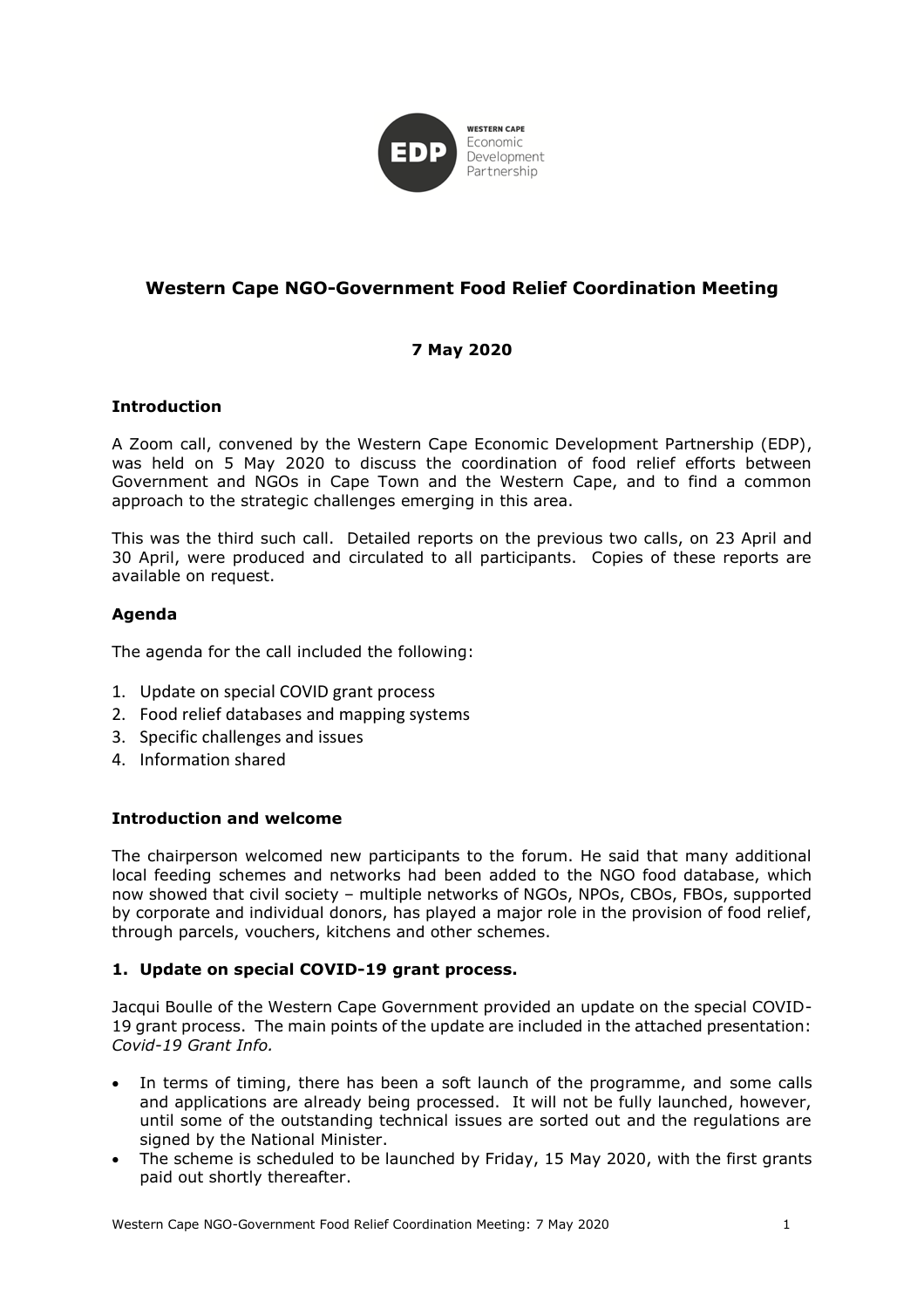# Western Cape NGO-Government Food Relief Coordination Meeting

**7 May 2020**

## Introduction

A Zoom call, convened by the Western Cape Economic Development Partnership (EDP), was held on 5 May 2020 to discuss the coordination of food relief efforts between Government and NGOs in Cape Town and the Western Cape, and to find a common approach to the strategic challenges emerging in this area.

This was the third such call. Detailed reports on the previous two calls, on 23 April and 30 April, were produced and circulated to all participants. Copies of these reports are available on request.

## Agenda

The agenda for the call included the following:

1. Update on special COVID grant process
2. Food relief databases and mapping systems
3. Specific challenges and issues
4. Information shared

## Introduction and welcome

The chairperson welcomed new participants to the forum. He said that many additional local feeding schemes and networks had been added to the NGO food database, which now showed that civil society – multiple networks of NGOs, NPOs, CBOs, FBOs, supported by corporate and individual donors, has played a major role in the provision of food relief, through parcels, vouchers, kitchens and other schemes.

## 1. Update on special COVID-19 grant process.

Jacqui Boulle of the Western Cape Government provided an update on the special COVID-19 grant process. The main points of the update are included in the attached presentation: *Covid-19 Grant Info.*

- In terms of timing, there has been a soft launch of the programme, and some calls and applications are already being processed. It will not be fully launched, however, until some of the outstanding technical issues are sorted out and the regulations are signed by the National Minister.
- The scheme is scheduled to be launched by Friday, 15 May 2020, with the first grants paid out shortly thereafter.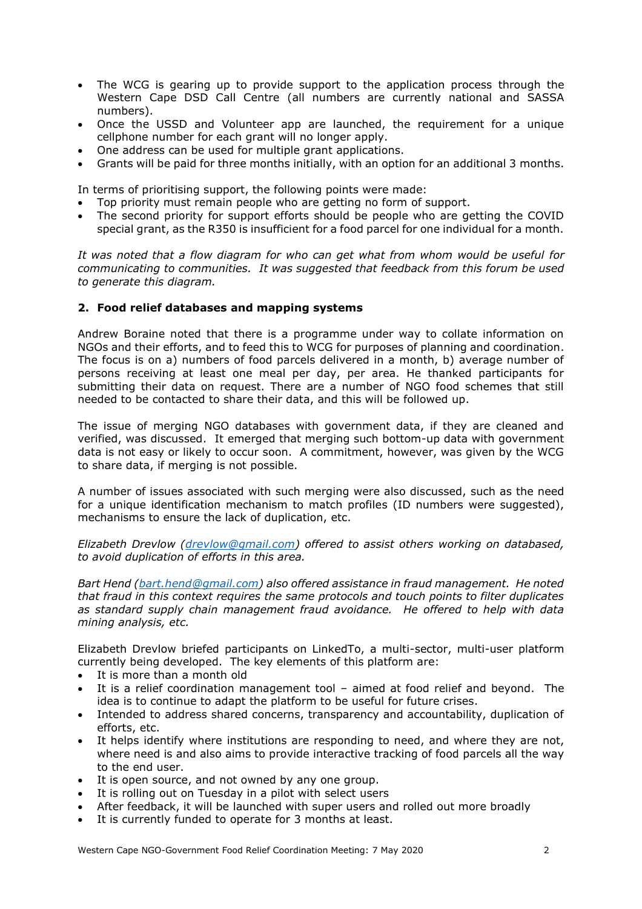- The WCG is gearing up to provide support to the application process through the Western Cape DSD Call Centre (all numbers are currently national and SASSA numbers).
- Once the USSD and Volunteer app are launched, the requirement for a unique cellphone number for each grant will no longer apply.
- One address can be used for multiple grant applications.
- Grants will be paid for three months initially, with an option for an additional 3 months.

In terms of prioritising support, the following points were made:

- Top priority must remain people who are getting no form of support.
- The second priority for support efforts should be people who are getting the COVID special grant, as the R350 is insufficient for a food parcel for one individual for a month.

*It was noted that a flow diagram for who can get what from whom would be useful for communicating to communities. It was suggested that feedback from this forum be used to generate this diagram.*

## 2. Food relief databases and mapping systems

Andrew Boraine noted that there is a programme under way to collate information on NGOs and their efforts, and to feed this to WCG for purposes of planning and coordination. The focus is on a) numbers of food parcels delivered in a month, b) average number of persons receiving at least one meal per day, per area. He thanked participants for submitting their data on request. There are a number of NGO food schemes that still needed to be contacted to share their data, and this will be followed up.

The issue of merging NGO databases with government data, if they are cleaned and verified, was discussed. It emerged that merging such bottom-up data with government data is not easy or likely to occur soon. A commitment, however, was given by the WCG to share data, if merging is not possible.

A number of issues associated with such merging were also discussed, such as the need for a unique identification mechanism to match profiles (ID numbers were suggested), mechanisms to ensure the lack of duplication, etc.

*Elizabeth Drevlow ([drevlow@gmail.com](mailto:drevlow@gmail.com)) offered to assist others working on databased, to avoid duplication of efforts in this area.*

*Bart Hend ([bart.hend@gmail.com](mailto:bart.hend@gmail.com)) also offered assistance in fraud management. He noted that fraud in this context requires the same protocols and touch points to filter duplicates as standard supply chain management fraud avoidance. He offered to help with data mining analysis, etc.*

Elizabeth Drevlow briefed participants on LinkedTo, a multi-sector, multi-user platform currently being developed. The key elements of this platform are:

- It is more than a month old
- It is a relief coordination management tool – aimed at food relief and beyond. The idea is to continue to adapt the platform to be useful for future crises.
- Intended to address shared concerns, transparency and accountability, duplication of efforts, etc.
- It helps identify where institutions are responding to need, and where they are not, where need is and also aims to provide interactive tracking of food parcels all the way to the end user.
- It is open source, and not owned by any one group.
- It is rolling out on Tuesday in a pilot with select users
- After feedback, it will be launched with super users and rolled out more broadly
- It is currently funded to operate for 3 months at least.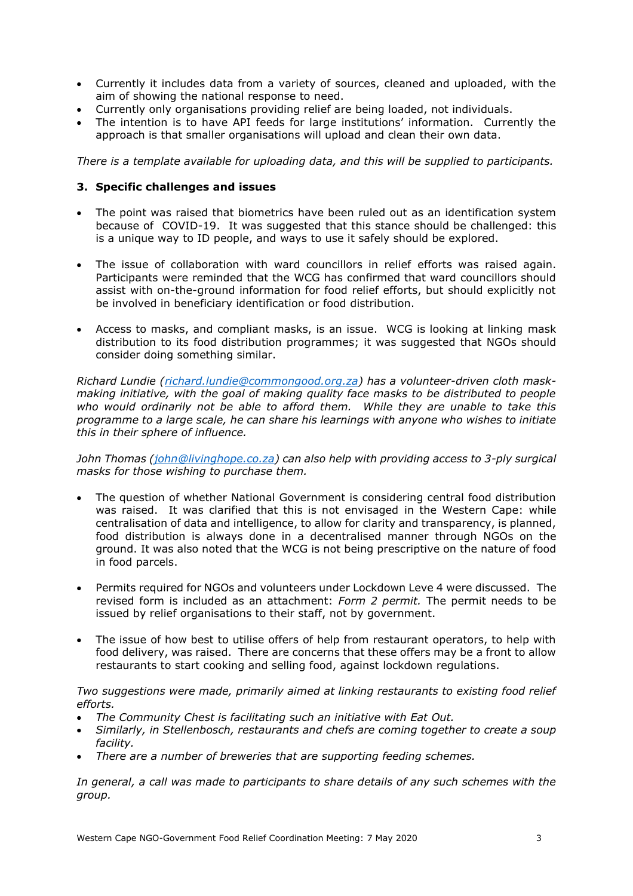- Currently it includes data from a variety of sources, cleaned and uploaded, with the aim of showing the national response to need.
- Currently only organisations providing relief are being loaded, not individuals.
- The intention is to have API feeds for large institutions' information. Currently the approach is that smaller organisations will upload and clean their own data.

*There is a template available for uploading data, and this will be supplied to participants.*

### 3. Specific challenges and issues

- The point was raised that biometrics have been ruled out as an identification system because of COVID-19. It was suggested that this stance should be challenged: this is a unique way to ID people, and ways to use it safely should be explored.

- The issue of collaboration with ward councillors in relief efforts was raised again. Participants were reminded that the WCG has confirmed that ward councillors should assist with on-the-ground information for food relief efforts, but should explicitly not be involved in beneficiary identification or food distribution.

- Access to masks, and compliant masks, is an issue. WCG is looking at linking mask distribution to its food distribution programmes; it was suggested that NGOs should consider doing something similar.

*Richard Lundie (richard.lundie@commongood.org.za) has a volunteer-driven cloth mask-making initiative, with the goal of making quality face masks to be distributed to people who would ordinarily not be able to afford them. While they are unable to take this programme to a large scale, he can share his learnings with anyone who wishes to initiate this in their sphere of influence.*

*John Thomas (john@livinghope.co.za) can also help with providing access to 3-ply surgical masks for those wishing to purchase them.*

- The question of whether National Government is considering central food distribution was raised. It was clarified that this is not envisaged in the Western Cape: while centralisation of data and intelligence, to allow for clarity and transparency, is planned, food distribution is always done in a decentralised manner through NGOs on the ground. It was also noted that the WCG is not being prescriptive on the nature of food in food parcels.

- Permits required for NGOs and volunteers under Lockdown Leve 4 were discussed. The revised form is included as an attachment: *Form 2 permit.* The permit needs to be issued by relief organisations to their staff, not by government.

- The issue of how best to utilise offers of help from restaurant operators, to help with food delivery, was raised. There are concerns that these offers may be a front to allow restaurants to start cooking and selling food, against lockdown regulations.

*Two suggestions were made, primarily aimed at linking restaurants to existing food relief efforts.*

- *The Community Chest is facilitating such an initiative with Eat Out.*
- *Similarly, in Stellenbosch, restaurants and chefs are coming together to create a soup facility.*
- *There are a number of breweries that are supporting feeding schemes.*

*In general, a call was made to participants to share details of any such schemes with the group.*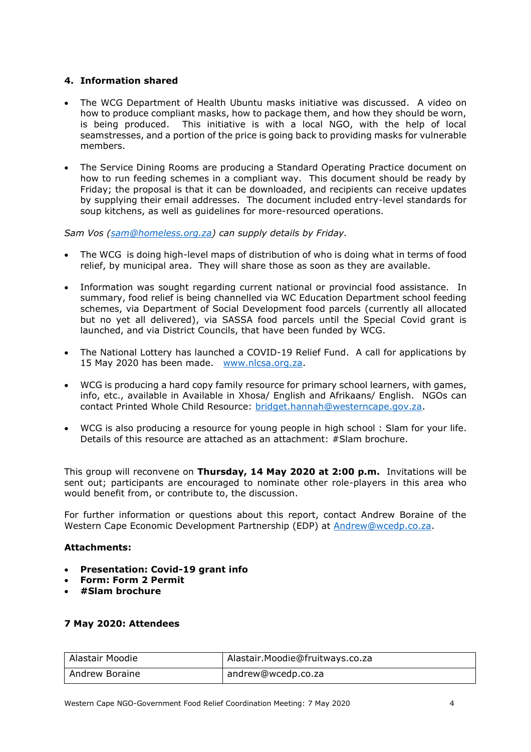## 4. Information shared

- The WCG Department of Health Ubuntu masks initiative was discussed. A video on how to produce compliant masks, how to package them, and how they should be worn, is being produced. This initiative is with a local NGO, with the help of local seamstresses, and a portion of the price is going back to providing masks for vulnerable members.

- The Service Dining Rooms are producing a Standard Operating Practice document on how to run feeding schemes in a compliant way. This document should be ready by Friday; the proposal is that it can be downloaded, and recipients can receive updates by supplying their email addresses. The document included entry-level standards for soup kitchens, as well as guidelines for more-resourced operations.

*Sam Vos ([sam@homeless.org.za](mailto:sam@homeless.org.za)) can supply details by Friday.*

- The WCG is doing high-level maps of distribution of who is doing what in terms of food relief, by municipal area. They will share those as soon as they are available.

- Information was sought regarding current national or provincial food assistance. In summary, food relief is being channelled via WC Education Department school feeding schemes, via Department of Social Development food parcels (currently all allocated but no yet all delivered), via SASSA food parcels until the Special Covid grant is launched, and via District Councils, that have been funded by WCG.

- The National Lottery has launched a COVID-19 Relief Fund. A call for applications by 15 May 2020 has been made. [www.nlcsa.org.za](http://www.nlcsa.org.za).

- WCG is producing a hard copy family resource for primary school learners, with games, info, etc., available in Available in Xhosa/ English and Afrikaans/ English. NGOs can contact Printed Whole Child Resource: [bridget.hannah@westerncape.gov.za](mailto:bridget.hannah@westerncape.gov.za).

- WCG is also producing a resource for young people in high school : Slam for your life. Details of this resource are attached as an attachment: #Slam brochure.

This group will reconvene on **Thursday, 14 May 2020 at 2:00 p.m.** Invitations will be sent out; participants are encouraged to nominate other role-players in this area who would benefit from, or contribute to, the discussion.

For further information or questions about this report, contact Andrew Boraine of the Western Cape Economic Development Partnership (EDP) at [Andrew@wcedp.co.za](mailto:Andrew@wcedp.co.za).

**Attachments:**

- **Presentation: Covid-19 grant info**
- **Form: Form 2 Permit**
- **#Slam brochure**

**7 May 2020: Attendees**

| | |
|---|---|
| Alastair Moodie | Alastair.Moodie@fruitways.co.za |
| Andrew Boraine | andrew@wcedp.co.za |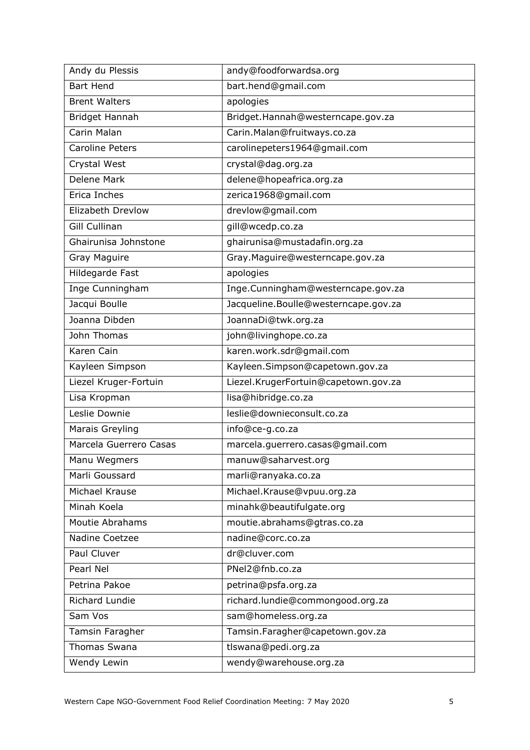| | |
|---|---|
| Andy du Plessis | andy@foodforwardsa.org |
| Bart Hend | bart.hend@gmail.com |
| Brent Walters | apologies |
| Bridget Hannah | Bridget.Hannah@westerncape.gov.za |
| Carin Malan | Carin.Malan@fruitways.co.za |
| Caroline Peters | carolinepeters1964@gmail.com |
| Crystal West | crystal@dag.org.za |
| Delene Mark | delene@hopeafrica.org.za |
| Erica Inches | zerica1968@gmail.com |
| Elizabeth Drevlow | drevlow@gmail.com |
| Gill Cullinan | gill@wcedp.co.za |
| Ghairunisa Johnstone | ghairunisa@mustadafin.org.za |
| Gray Maguire | Gray.Maguire@westerncape.gov.za |
| Hildegarde Fast | apologies |
| Inge Cunningham | Inge.Cunningham@westerncape.gov.za |
| Jacqui Boulle | Jacqueline.Boulle@westerncape.gov.za |
| Joanna Dibden | JoannaDi@twk.org.za |
| John Thomas | john@livinghope.co.za |
| Karen Cain | karen.work.sdr@gmail.com |
| Kayleen Simpson | Kayleen.Simpson@capetown.gov.za |
| Liezel Kruger-Fortuin | Liezel.KrugerFortuin@capetown.gov.za |
| Lisa Kropman | lisa@hibridge.co.za |
| Leslie Downie | leslie@downieconsult.co.za |
| Marais Greyling | info@ce-g.co.za |
| Marcela Guerrero Casas | marcela.guerrero.casas@gmail.com |
| Manu Wegmers | manuw@saharvest.org |
| Marli Goussard | marli@ranyaka.co.za |
| Michael Krause | Michael.Krause@vpuu.org.za |
| Minah Koela | minahk@beautifulgate.org |
| Moutie Abrahams | moutie.abrahams@gtras.co.za |
| Nadine Coetzee | nadine@corc.co.za |
| Paul Cluver | dr@cluver.com |
| Pearl Nel | PNel2@fnb.co.za |
| Petrina Pakoe | petrina@psfa.org.za |
| Richard Lundie | richard.lundie@commongood.org.za |
| Sam Vos | sam@homeless.org.za |
| Tamsin Faragher | Tamsin.Faragher@capetown.gov.za |
| Thomas Swana | tlswana@pedi.org.za |
| Wendy Lewin | wendy@warehouse.org.za |